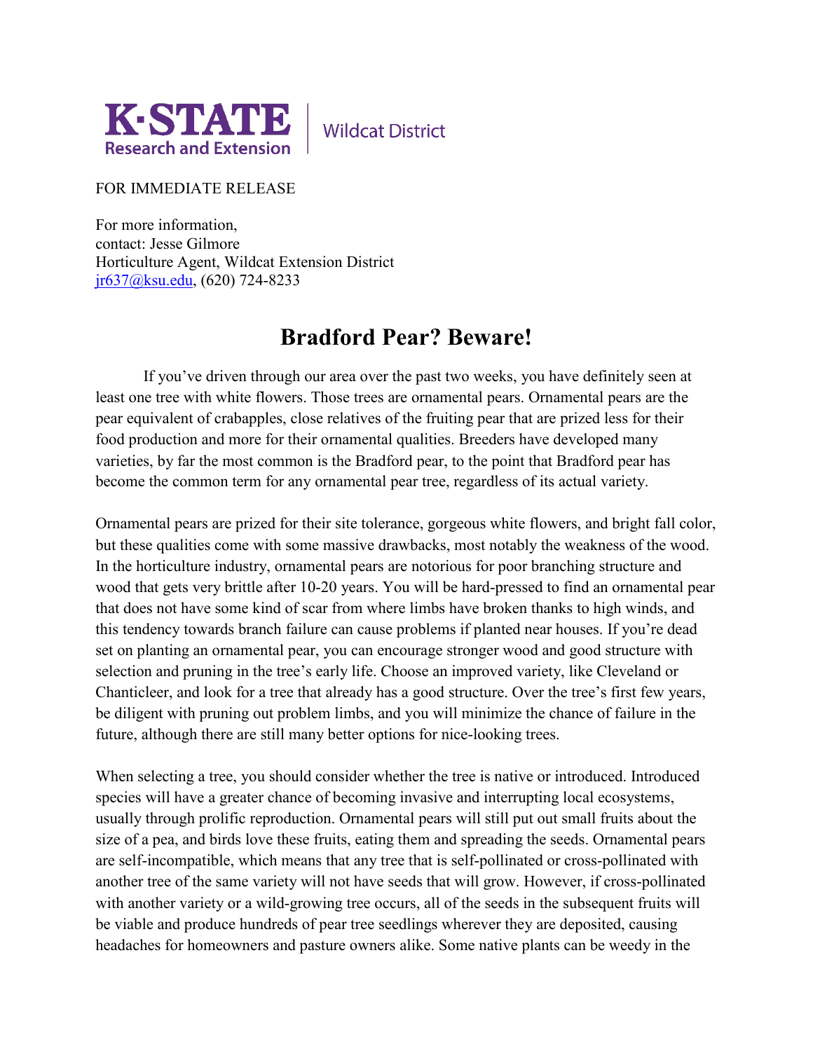**K·STATE Research and Extension** | Wildcat District

FOR IMMEDIATE RELEASE

For more information,
contact: Jesse Gilmore
Horticulture Agent, Wildcat Extension District
jr637@ksu.edu, (620) 724-8233

# Bradford Pear? Beware!

If you've driven through our area over the past two weeks, you have definitely seen at least one tree with white flowers. Those trees are ornamental pears. Ornamental pears are the pear equivalent of crabapples, close relatives of the fruiting pear that are prized less for their food production and more for their ornamental qualities. Breeders have developed many varieties, by far the most common is the Bradford pear, to the point that Bradford pear has become the common term for any ornamental pear tree, regardless of its actual variety.

Ornamental pears are prized for their site tolerance, gorgeous white flowers, and bright fall color, but these qualities come with some massive drawbacks, most notably the weakness of the wood. In the horticulture industry, ornamental pears are notorious for poor branching structure and wood that gets very brittle after 10-20 years. You will be hard-pressed to find an ornamental pear that does not have some kind of scar from where limbs have broken thanks to high winds, and this tendency towards branch failure can cause problems if planted near houses. If you're dead set on planting an ornamental pear, you can encourage stronger wood and good structure with selection and pruning in the tree's early life. Choose an improved variety, like Cleveland or Chanticleer, and look for a tree that already has a good structure. Over the tree's first few years, be diligent with pruning out problem limbs, and you will minimize the chance of failure in the future, although there are still many better options for nice-looking trees.

When selecting a tree, you should consider whether the tree is native or introduced. Introduced species will have a greater chance of becoming invasive and interrupting local ecosystems, usually through prolific reproduction. Ornamental pears will still put out small fruits about the size of a pea, and birds love these fruits, eating them and spreading the seeds. Ornamental pears are self-incompatible, which means that any tree that is self-pollinated or cross-pollinated with another tree of the same variety will not have seeds that will grow. However, if cross-pollinated with another variety or a wild-growing tree occurs, all of the seeds in the subsequent fruits will be viable and produce hundreds of pear tree seedlings wherever they are deposited, causing headaches for homeowners and pasture owners alike. Some native plants can be weedy in the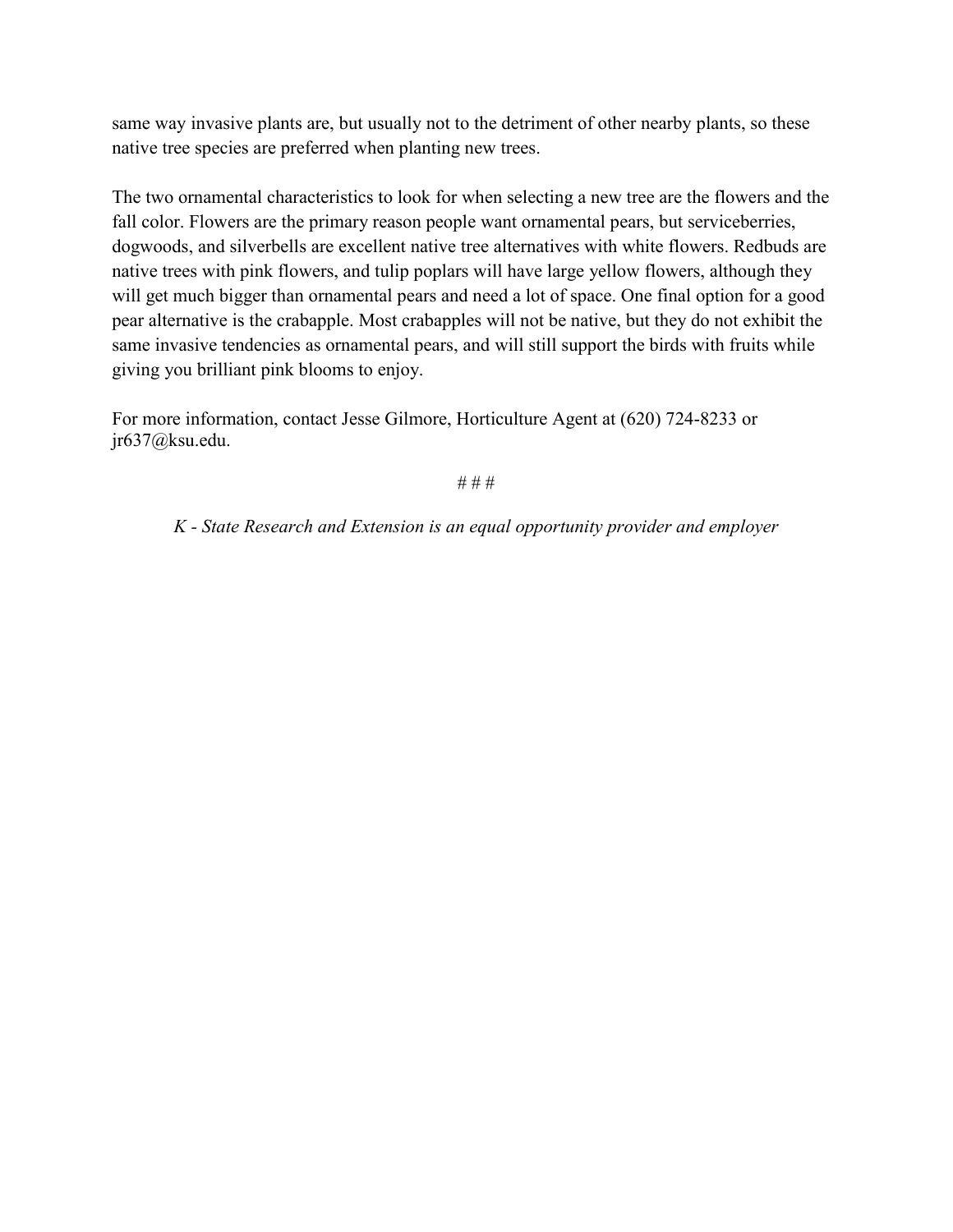same way invasive plants are, but usually not to the detriment of other nearby plants, so these native tree species are preferred when planting new trees.

The two ornamental characteristics to look for when selecting a new tree are the flowers and the fall color. Flowers are the primary reason people want ornamental pears, but serviceberries, dogwoods, and silverbells are excellent native tree alternatives with white flowers. Redbuds are native trees with pink flowers, and tulip poplars will have large yellow flowers, although they will get much bigger than ornamental pears and need a lot of space. One final option for a good pear alternative is the crabapple. Most crabapples will not be native, but they do not exhibit the same invasive tendencies as ornamental pears, and will still support the birds with fruits while giving you brilliant pink blooms to enjoy.

For more information, contact Jesse Gilmore, Horticulture Agent at (620) 724-8233 or jr637@ksu.edu.

# # #

*K - State Research and Extension is an equal opportunity provider and employer*